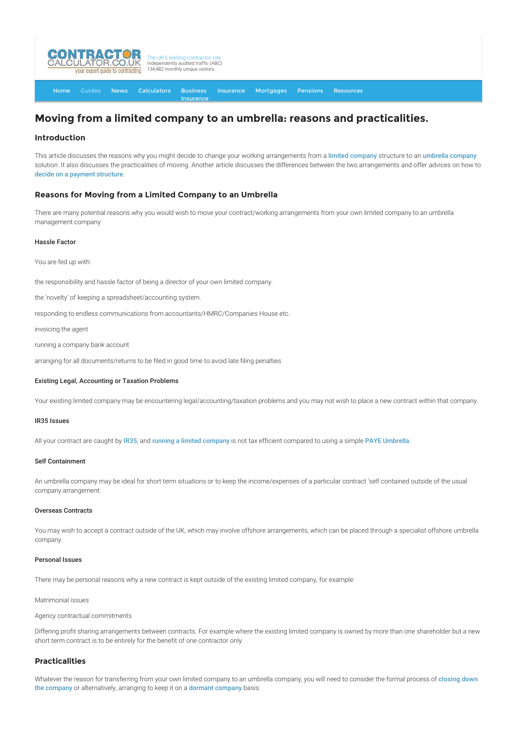# Moving from a limited company to an umbrella: reasons and practicalities.

## Introduction

This article discusses the reasons why you might decide to change your working arrangements from a limited company structure to an umbrella company solution. It also discusses the practicalities of moving. Another article discusses the differences between the two arrangements and offer advices on how to decide on a payment structure.

### Reasons for Moving from a Limited Company to an Umbrella

There are many potential reasons why you would wish to move your contract/working arrangements from your own limited company to an umbrella management company:

#### Hassle Factor

You are fed up with:

the responsibility and hassle factor of being a director of your own limited company.

the 'novelty' of keeping a spreadsheet/accounting system.

responding to endless communications from accountants/HMRC/Companies House etc.

invoicing the agent

running a company bank account

arranging for all documents/returns to be filed in good time to avoid late filing penalties

#### Existing Legal, Accounting or Taxation Problems

Your existing limited company may be encountering legal/accounting/taxation problems and you may not wish to place a new contract within that company.

#### IR35 Issues

All your contract are caught by IR35, and running a limited company is not tax efficient compared to using a simple PAYE Umbrella.

#### Self Containment

An umbrella company may be ideal for short term situations or to keep the income/expenses of a particular contract 'self contained outside of the usual company arrangement.

#### Overseas Contracts

You may wish to accept a contract outside of the UK, which may involve offshore arrangements, which can be placed through a specialist offshore umbrella company.

#### Personal Issues

There may be personal reasons why a new contract is kept outside of the existing limited company, for example:

Matrimonial issues

Agency contractual commitments

Differing profit sharing arrangements between contracts. For example where the existing limited company is owned by more than one shareholder but a new short term contract is to be entirely for the benefit of one contractor only

### Practicalities

Whatever the reason for transferring from your own limited company to an umbrella company, you will need to consider the formal process of closing down the company or alternatively, arranging to keep it on a dormant company basis.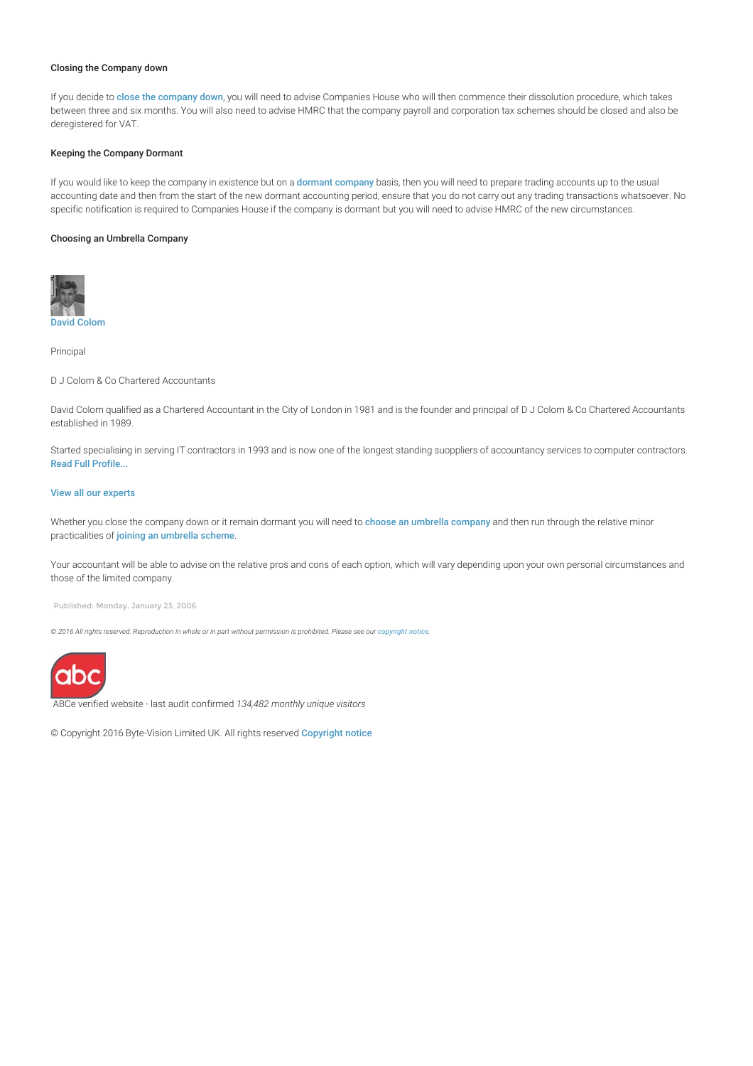**Closing the Company down**

If you decide to close the company down, you will need to advise Companies House who will then commence their dissolution procedure, which takes between three and six months. You will also need to advise HMRC that the company payroll and corporation tax schemes should be closed and also be deregistered for VAT.

**Keeping the Company Dormant**

If you would like to keep the company in existence but on a dormant company basis, then you will need to prepare trading accounts up to the usual accounting date and then from the start of the new dormant accounting period, ensure that you do not carry out any trading transactions whatsoever. No specific notification is required to Companies House if the company is dormant but you will need to advise HMRC of the new circumstances.

**Choosing an Umbrella Company**

David Colom

Principal

D J Colom & Co Chartered Accountants

David Colom qualified as a Chartered Accountant in the City of London in 1981 and is the founder and principal of D J Colom & Co Chartered Accountants established in 1989.

Started specialising in serving IT contractors in 1993 and is now one of the longest standing suoppliers of accountancy services to computer contractors. Read Full Profile...

View all our experts

Whether you close the company down or it remain dormant you will need to choose an umbrella company and then run through the relative minor practicalities of joining an umbrella scheme.

Your accountant will be able to advise on the relative pros and cons of each option, which will vary depending upon your own personal circumstances and those of the limited company.

Published: Monday, January 23, 2006

*© 2016 All rights reserved. Reproduction in whole or in part without permission is prohibited. Please see our copyright notice.*

ABCe verified website - last audit confirmed *134,482 monthly unique visitors*

© Copyright 2016 Byte-Vision Limited UK. All rights reserved Copyright notice